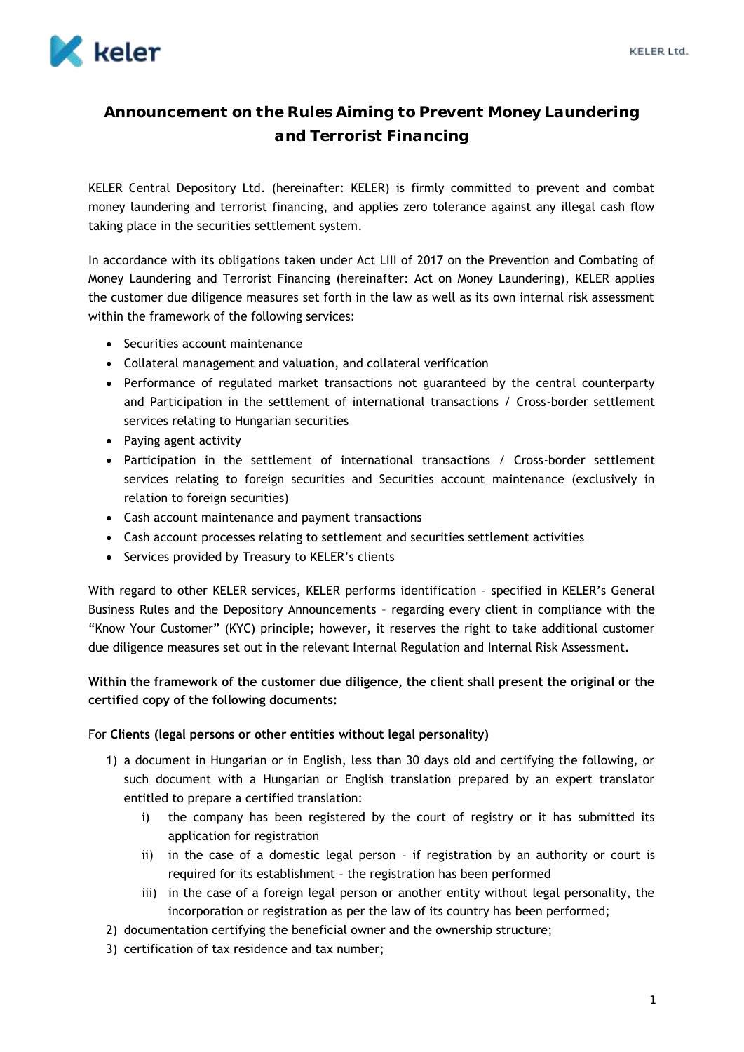# Announcement on the Rules Aiming to Prevent Money Laundering and Terrorist Financing

KELER Central Depository Ltd. (hereinafter: KELER) is firmly committed to prevent and combat money laundering and terrorist financing, and applies zero tolerance against any illegal cash flow taking place in the securities settlement system.

In accordance with its obligations taken under Act LIII of 2017 on the Prevention and Combating of Money Laundering and Terrorist Financing (hereinafter: Act on Money Laundering), KELER applies the customer due diligence measures set forth in the law as well as its own internal risk assessment within the framework of the following services:

- Securities account maintenance
- Collateral management and valuation, and collateral verification
- Performance of regulated market transactions not guaranteed by the central counterparty and Participation in the settlement of international transactions / Cross-border settlement services relating to Hungarian securities
- Paying agent activity
- Participation in the settlement of international transactions / Cross-border settlement services relating to foreign securities and Securities account maintenance (exclusively in relation to foreign securities)
- Cash account maintenance and payment transactions
- Cash account processes relating to settlement and securities settlement activities
- Services provided by Treasury to KELER's clients

With regard to other KELER services, KELER performs identification – specified in KELER's General Business Rules and the Depository Announcements – regarding every client in compliance with the "Know Your Customer" (KYC) principle; however, it reserves the right to take additional customer due diligence measures set out in the relevant Internal Regulation and Internal Risk Assessment.

**Within the framework of the customer due diligence, the client shall present the original or the certified copy of the following documents:**

For **Clients (legal persons or other entities without legal personality)**

1) a document in Hungarian or in English, less than 30 days old and certifying the following, or such document with a Hungarian or English translation prepared by an expert translator entitled to prepare a certified translation:
   i) the company has been registered by the court of registry or it has submitted its application for registration
   ii) in the case of a domestic legal person – if registration by an authority or court is required for its establishment – the registration has been performed
   iii) in the case of a foreign legal person or another entity without legal personality, the incorporation or registration as per the law of its country has been performed;
2) documentation certifying the beneficial owner and the ownership structure;
3) certification of tax residence and tax number;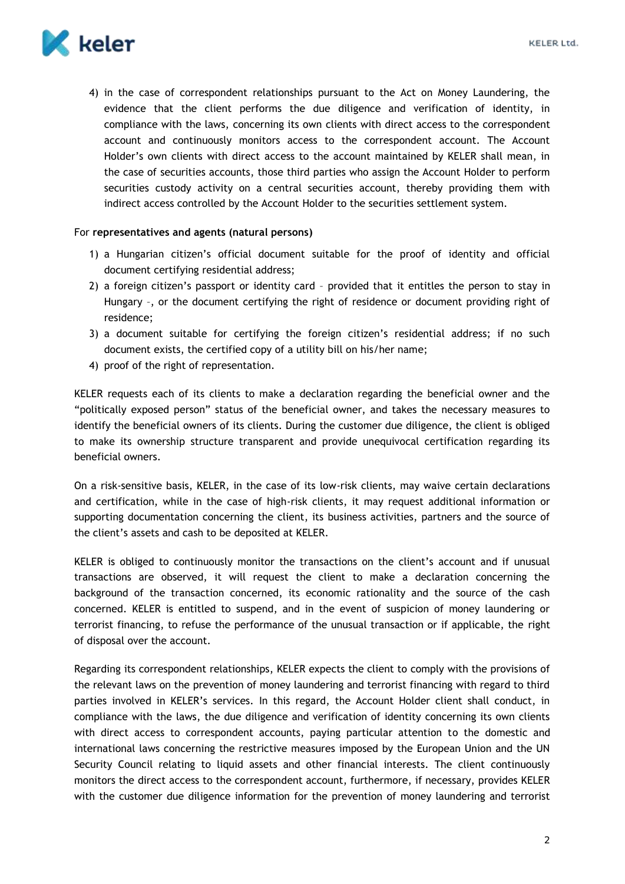4) in the case of correspondent relationships pursuant to the Act on Money Laundering, the evidence that the client performs the due diligence and verification of identity, in compliance with the laws, concerning its own clients with direct access to the correspondent account and continuously monitors access to the correspondent account. The Account Holder's own clients with direct access to the account maintained by KELER shall mean, in the case of securities accounts, those third parties who assign the Account Holder to perform securities custody activity on a central securities account, thereby providing them with indirect access controlled by the Account Holder to the securities settlement system.

For **representatives and agents (natural persons)**

1) a Hungarian citizen's official document suitable for the proof of identity and official document certifying residential address;
2) a foreign citizen's passport or identity card – provided that it entitles the person to stay in Hungary –, or the document certifying the right of residence or document providing right of residence;
3) a document suitable for certifying the foreign citizen's residential address; if no such document exists, the certified copy of a utility bill on his/her name;
4) proof of the right of representation.

KELER requests each of its clients to make a declaration regarding the beneficial owner and the "politically exposed person" status of the beneficial owner, and takes the necessary measures to identify the beneficial owners of its clients. During the customer due diligence, the client is obliged to make its ownership structure transparent and provide unequivocal certification regarding its beneficial owners.

On a risk-sensitive basis, KELER, in the case of its low-risk clients, may waive certain declarations and certification, while in the case of high-risk clients, it may request additional information or supporting documentation concerning the client, its business activities, partners and the source of the client's assets and cash to be deposited at KELER.

KELER is obliged to continuously monitor the transactions on the client's account and if unusual transactions are observed, it will request the client to make a declaration concerning the background of the transaction concerned, its economic rationality and the source of the cash concerned. KELER is entitled to suspend, and in the event of suspicion of money laundering or terrorist financing, to refuse the performance of the unusual transaction or if applicable, the right of disposal over the account.

Regarding its correspondent relationships, KELER expects the client to comply with the provisions of the relevant laws on the prevention of money laundering and terrorist financing with regard to third parties involved in KELER's services. In this regard, the Account Holder client shall conduct, in compliance with the laws, the due diligence and verification of identity concerning its own clients with direct access to correspondent accounts, paying particular attention to the domestic and international laws concerning the restrictive measures imposed by the European Union and the UN Security Council relating to liquid assets and other financial interests. The client continuously monitors the direct access to the correspondent account, furthermore, if necessary, provides KELER with the customer due diligence information for the prevention of money laundering and terrorist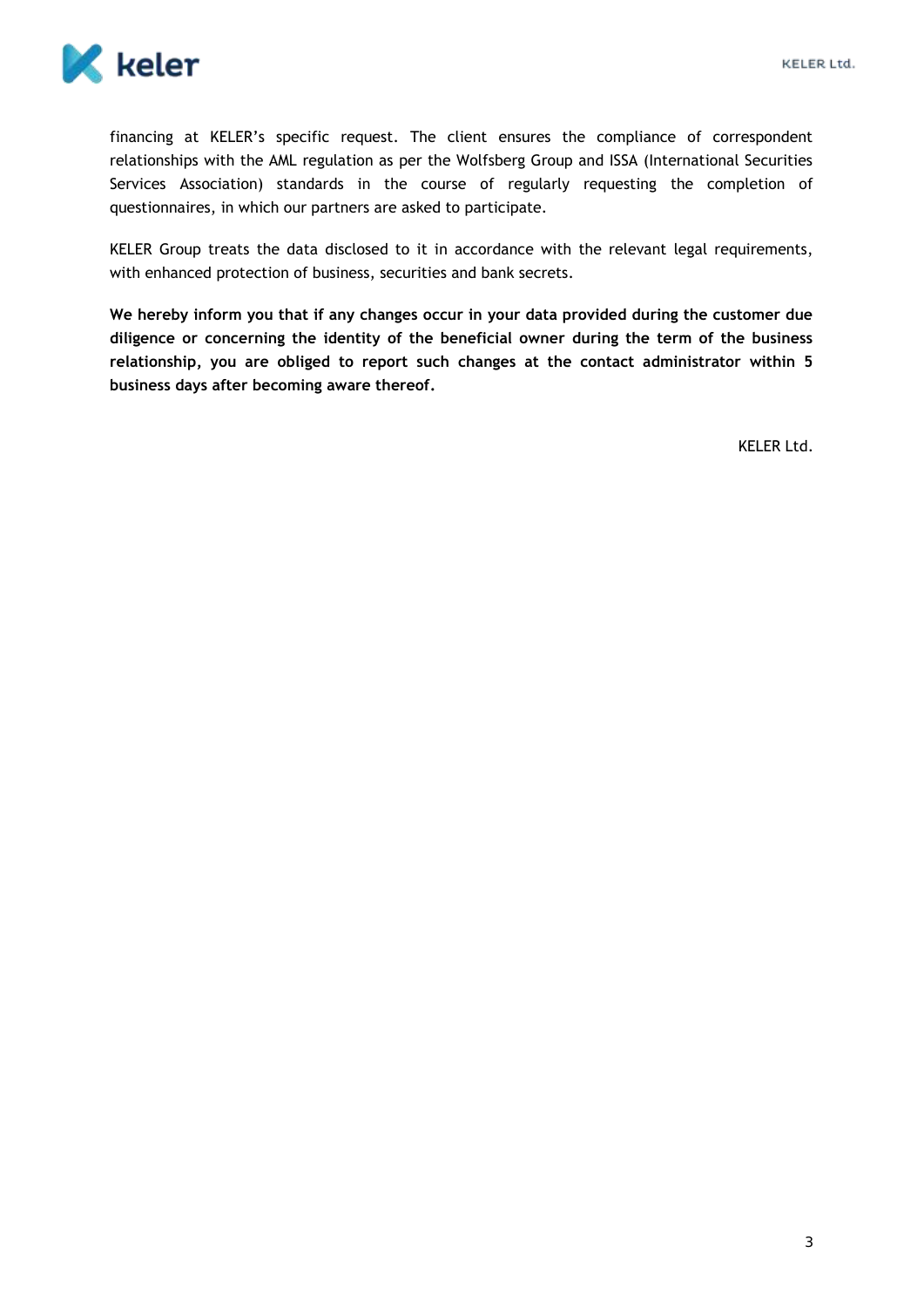financing at KELER's specific request. The client ensures the compliance of correspondent relationships with the AML regulation as per the Wolfsberg Group and ISSA (International Securities Services Association) standards in the course of regularly requesting the completion of questionnaires, in which our partners are asked to participate.

KELER Group treats the data disclosed to it in accordance with the relevant legal requirements, with enhanced protection of business, securities and bank secrets.

**We hereby inform you that if any changes occur in your data provided during the customer due diligence or concerning the identity of the beneficial owner during the term of the business relationship, you are obliged to report such changes at the contact administrator within 5 business days after becoming aware thereof.**

KELER Ltd.